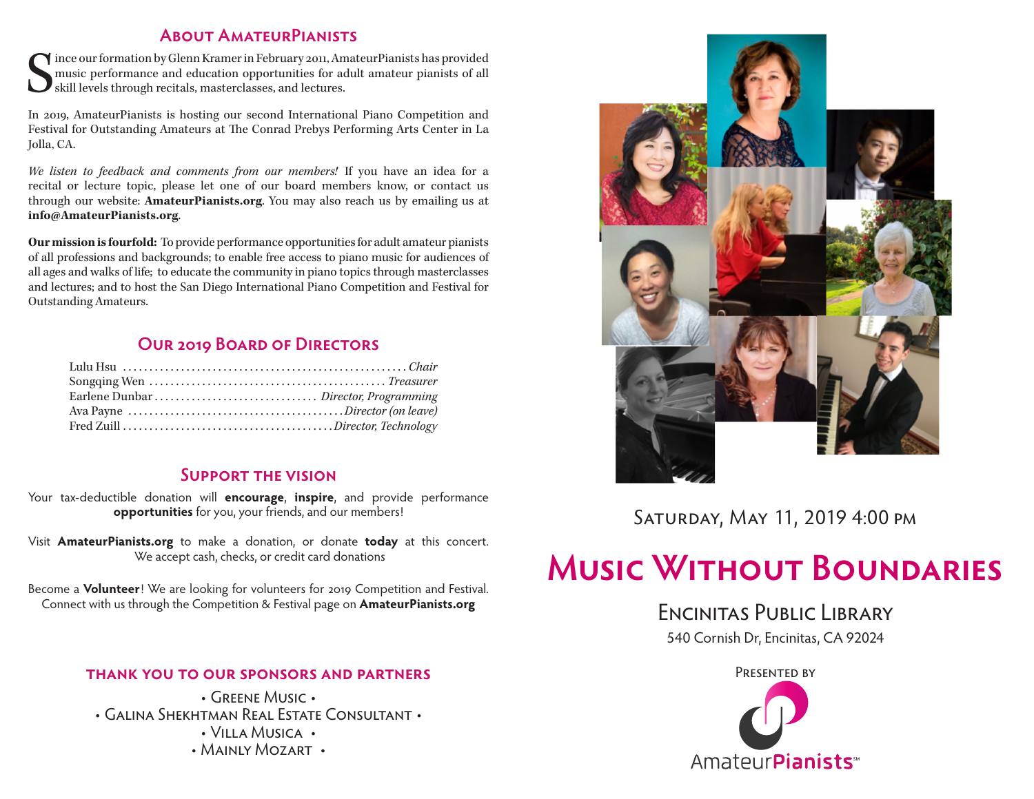## About AmateurPianists

Since our formation by Glenn Kramer in February 2011, AmateurPianists has provided music performance and education opportunities for adult amateur pianists of all skill levels through recitals, masterclasses, and lectures.

In 2019, AmateurPianists is hosting our second International Piano Competition and Festival for Outstanding Amateurs at The Conrad Prebys Performing Arts Center in La Jolla, CA.

*We listen to feedback and comments from our members!* If you have an idea for a recital or lecture topic, please let one of our board members know, or contact us through our website: **AmateurPianists.org**. You may also reach us by emailing us at **info@AmateurPianists.org**.

**Our mission is fourfold:** To provide performance opportunities for adult amateur pianists of all professions and backgrounds; to enable free access to piano music for audiences of all ages and walks of life; to educate the community in piano topics through masterclasses and lectures; and to host the San Diego International Piano Competition and Festival for Outstanding Amateurs.

## Our 2019 Board of Directors

| | |
|---|---|
| Lulu Hsu | *Chair* |
| Songqing Wen | *Treasurer* |
| Earlene Dunbar | *Director, Programming* |
| Ava Payne | *Director (on leave)* |
| Fred Zuill | *Director, Technology* |

## Support the Vision

Your tax-deductible donation will **encourage**, **inspire**, and provide performance **opportunities** for you, your friends, and our members!

Visit **AmateurPianists.org** to make a donation, or donate **today** at this concert. We accept cash, checks, or credit card donations

Become a **Volunteer**! We are looking for volunteers for 2019 Competition and Festival. Connect with us through the Competition & Festival page on **AmateurPianists.org**

## Thank You to Our Sponsors and Partners

• Greene Music •
• Galina Shekhtman Real Estate Consultant •
• Villa Musica •
• Mainly Mozart •

Saturday, May 11, 2019 4:00 pm

# Music Without Boundaries

Encinitas Public Library

540 Cornish Dr, Encinitas, CA 92024

Presented by

AmateurPianists℠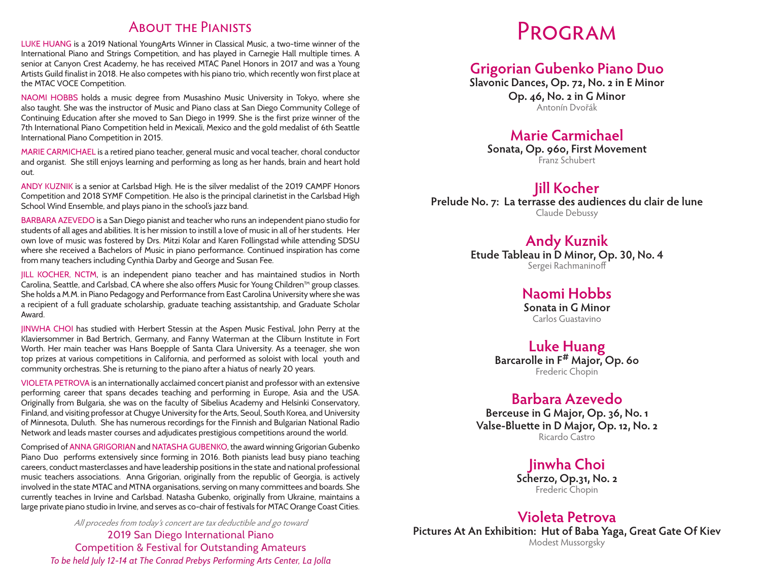## About the Pianists

LUKE HUANG is a 2019 National YoungArts Winner in Classical Music, a two-time winner of the International Piano and Strings Competition, and has played in Carnegie Hall multiple times. A senior at Canyon Crest Academy, he has received MTAC Panel Honors in 2017 and was a Young Artists Guild finalist in 2018. He also competes with his piano trio, which recently won first place at the MTAC VOCE Competition.

NAOMI HOBBS holds a music degree from Musashino Music University in Tokyo, where she also taught. She was the instructor of Music and Piano class at San Diego Community College of Continuing Education after she moved to San Diego in 1999. She is the first prize winner of the 7th International Piano Competition held in Mexicali, Mexico and the gold medalist of 6th Seattle International Piano Competition in 2015.

MARIE CARMICHAEL is a retired piano teacher, general music and vocal teacher, choral conductor and organist. She still enjoys learning and performing as long as her hands, brain and heart hold out.

ANDY KUZNIK is a senior at Carlsbad High. He is the silver medalist of the 2019 CAMPF Honors Competition and 2018 SYMF Competition. He also is the principal clarinetist in the Carlsbad High School Wind Ensemble, and plays piano in the school's jazz band.

BARBARA AZEVEDO is a San Diego pianist and teacher who runs an independent piano studio for students of all ages and abilities. It is her mission to instill a love of music in all of her students. Her own love of music was fostered by Drs. Mitzi Kolar and Karen Follingstad while attending SDSU where she received a Bachelors of Music in piano performance. Continued inspiration has come from many teachers including Cynthia Darby and George and Susan Fee.

JILL KOCHER, NCTM, is an independent piano teacher and has maintained studios in North Carolina, Seattle, and Carlsbad, CA where she also offers Music for Young Children™ group classes. She holds a M.M. in Piano Pedagogy and Performance from East Carolina University where she was a recipient of a full graduate scholarship, graduate teaching assistantship, and Graduate Scholar Award.

JINWHA CHOI has studied with Herbert Stessin at the Aspen Music Festival, John Perry at the Klaviersommer in Bad Bertrich, Germany, and Fanny Waterman at the Cliburn Institute in Fort Worth. Her main teacher was Hans Boepple of Santa Clara University. As a teenager, she won top prizes at various competitions in California, and performed as soloist with local youth and community orchestras. She is returning to the piano after a hiatus of nearly 20 years.

VIOLETA PETROVA is an internationally acclaimed concert pianist and professor with an extensive performing career that spans decades teaching and performing in Europe, Asia and the USA. Originally from Bulgaria, she was on the faculty of Sibelius Academy and Helsinki Conservatory, Finland, and visiting professor at Chugye University for the Arts, Seoul, South Korea, and University of Minnesota, Duluth. She has numerous recordings for the Finnish and Bulgarian National Radio Network and leads master courses and adjudicates prestigious competitions around the world.

Comprised of ANNA GRIGORIAN and NATASHA GUBENKO, the award winning Grigorian Gubenko Piano Duo performs extensively since forming in 2016. Both pianists lead busy piano teaching careers, conduct masterclasses and have leadership positions in the state and national professional music teachers associations. Anna Grigorian, originally from the republic of Georgia, is actively involved in the state MTAC and MTNA organisations, serving on many committees and boards. She currently teaches in Irvine and Carlsbad. Natasha Gubenko, originally from Ukraine, maintains a large private piano studio in Irvine, and serves as co-chair of festivals for MTAC Orange Coast Cities.

*All procedes from today's concert are tax deductible and go toward*

2019 San Diego International Piano Competition & Festival for Outstanding Amateurs

*To be held July 12-14 at The Conrad Prebys Performing Arts Center, La Jolla*

# Program

## Grigorian Gubenko Piano Duo

**Slavonic Dances, Op. 72, No. 2 in E Minor**
**Op. 46, No. 2 in G Minor**
Antonín Dvořák

## Marie Carmichael

**Sonata, Op. 960, First Movement**
Franz Schubert

## Jill Kocher

**Prelude No. 7: La terrasse des audiences du clair de lune**
Claude Debussy

## Andy Kuznik

**Etude Tableau in D Minor, Op. 30, No. 4**
Sergei Rachmaninoff

## Naomi Hobbs

**Sonata in G Minor**
Carlos Guastavino

## Luke Huang

**Barcarolle in F# Major, Op. 60**
Frederic Chopin

## Barbara Azevedo

**Berceuse in G Major, Op. 36, No. 1**
**Valse-Bluette in D Major, Op. 12, No. 2**
Ricardo Castro

## Jinwha Choi

**Scherzo, Op.31, No. 2**
Frederic Chopin

## Violeta Petrova

**Pictures At An Exhibition: Hut of Baba Yaga, Great Gate Of Kiev**
Modest Mussorgsky